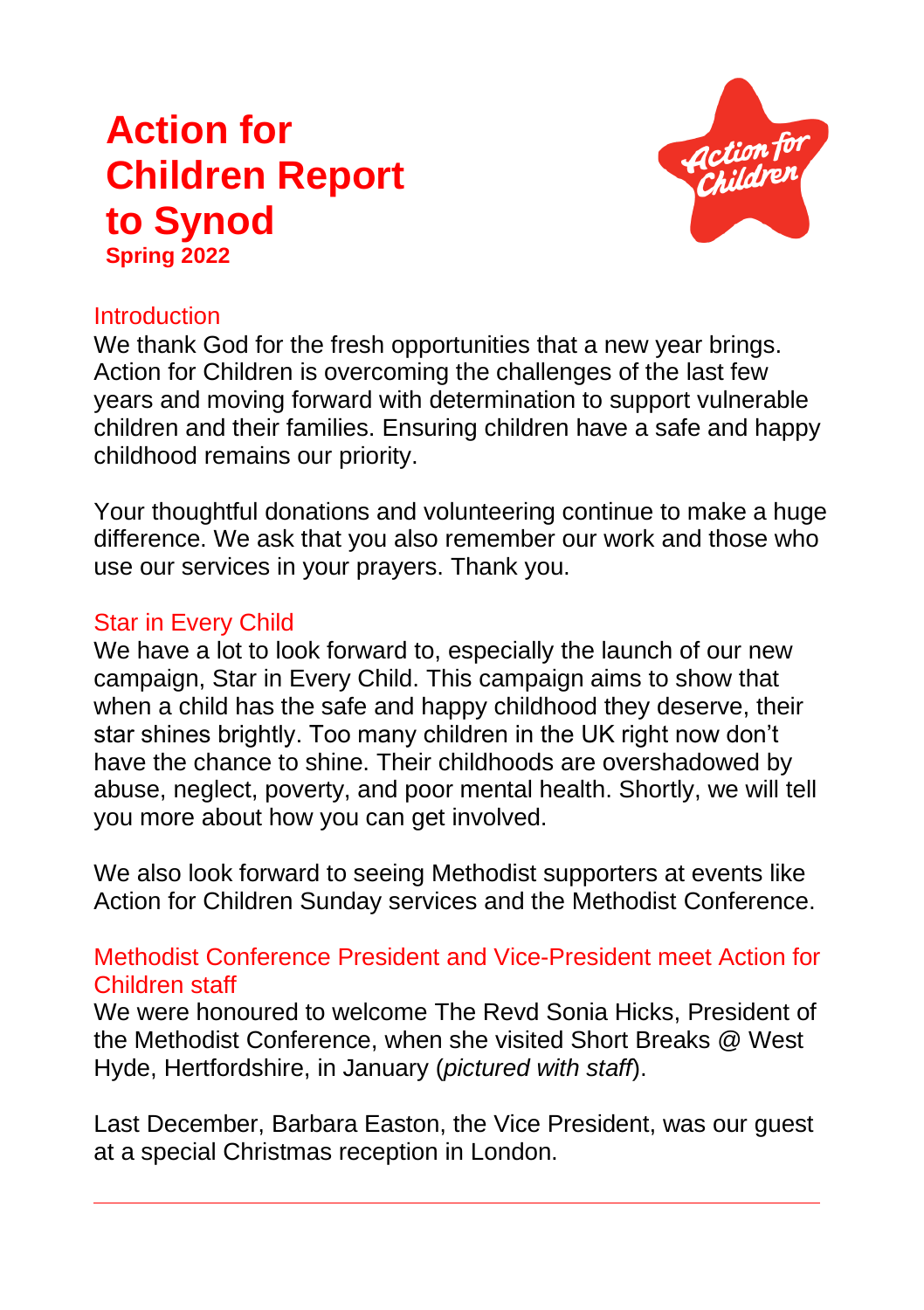# Action for Children Report to Synod

**Spring 2022**

## Introduction

We thank God for the fresh opportunities that a new year brings. Action for Children is overcoming the challenges of the last few years and moving forward with determination to support vulnerable children and their families. Ensuring children have a safe and happy childhood remains our priority.

Your thoughtful donations and volunteering continue to make a huge difference. We ask that you also remember our work and those who use our services in your prayers. Thank you.

## Star in Every Child

We have a lot to look forward to, especially the launch of our new campaign, Star in Every Child. This campaign aims to show that when a child has the safe and happy childhood they deserve, their star shines brightly. Too many children in the UK right now don't have the chance to shine. Their childhoods are overshadowed by abuse, neglect, poverty, and poor mental health. Shortly, we will tell you more about how you can get involved.

We also look forward to seeing Methodist supporters at events like Action for Children Sunday services and the Methodist Conference.

## Methodist Conference President and Vice-President meet Action for Children staff

We were honoured to welcome The Revd Sonia Hicks, President of the Methodist Conference, when she visited Short Breaks @ West Hyde, Hertfordshire, in January (*pictured with staff*).

Last December, Barbara Easton, the Vice President, was our guest at a special Christmas reception in London.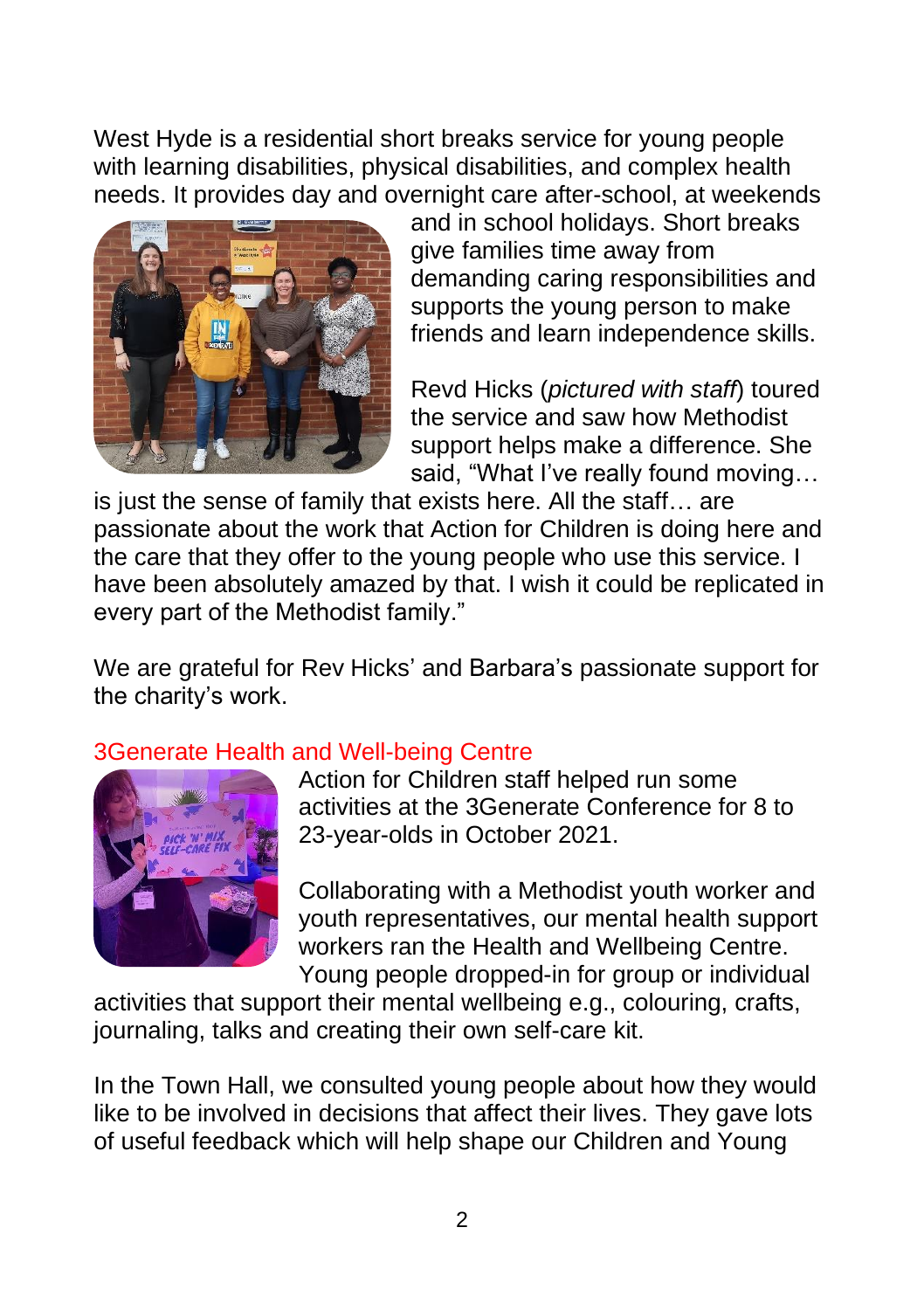West Hyde is a residential short breaks service for young people with learning disabilities, physical disabilities, and complex health needs. It provides day and overnight care after-school, at weekends and in school holidays. Short breaks give families time away from demanding caring responsibilities and supports the young person to make friends and learn independence skills.

Revd Hicks (*pictured with staff*) toured the service and saw how Methodist support helps make a difference. She said, "What I've really found moving… is just the sense of family that exists here. All the staff… are passionate about the work that Action for Children is doing here and the care that they offer to the young people who use this service. I have been absolutely amazed by that. I wish it could be replicated in every part of the Methodist family."

We are grateful for Rev Hicks' and Barbara's passionate support for the charity's work.

## 3Generate Health and Well-being Centre

Action for Children staff helped run some activities at the 3Generate Conference for 8 to 23-year-olds in October 2021.

Collaborating with a Methodist youth worker and youth representatives, our mental health support workers ran the Health and Wellbeing Centre. Young people dropped-in for group or individual activities that support their mental wellbeing e.g., colouring, crafts, journaling, talks and creating their own self-care kit.

In the Town Hall, we consulted young people about how they would like to be involved in decisions that affect their lives. They gave lots of useful feedback which will help shape our Children and Young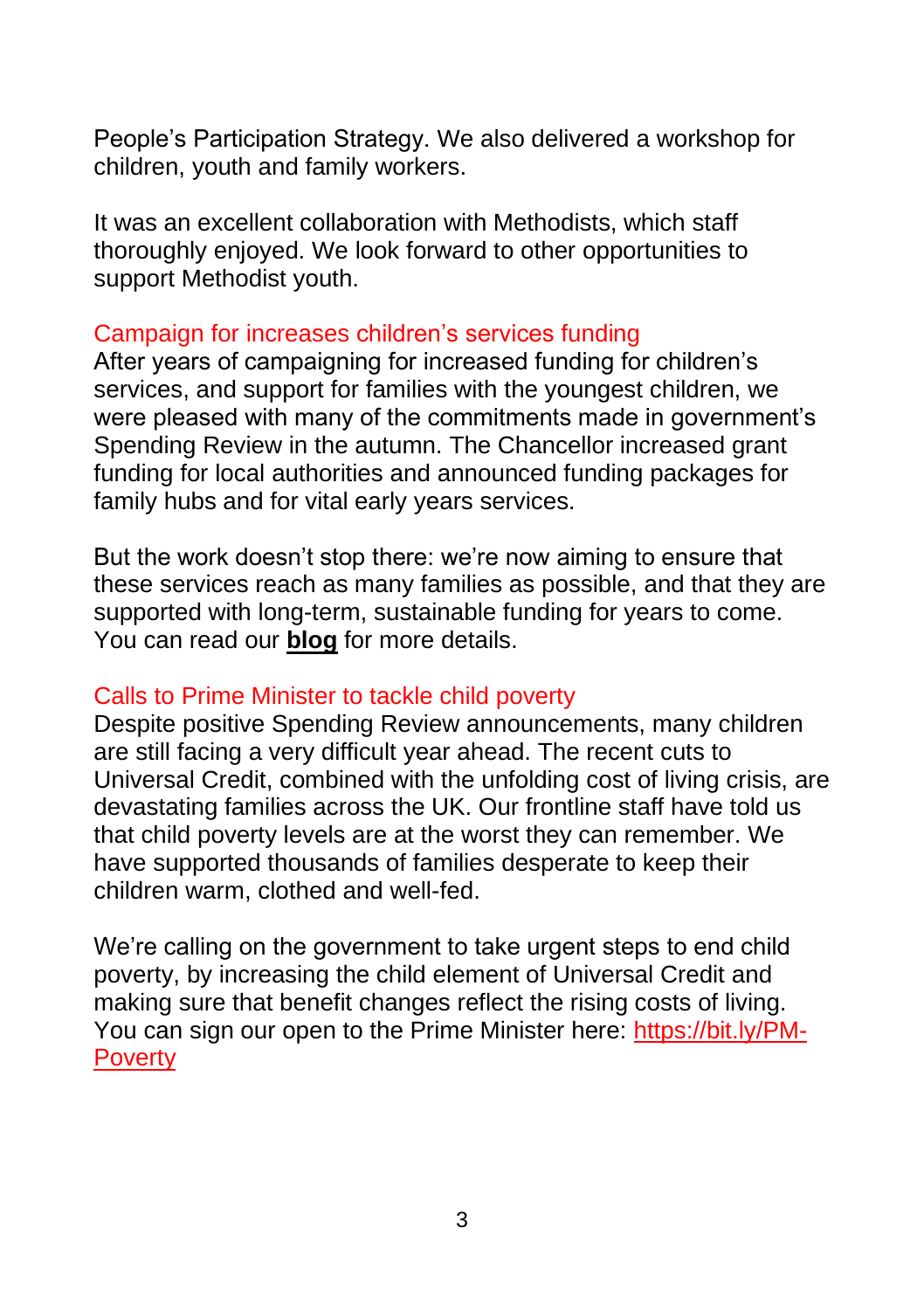People's Participation Strategy. We also delivered a workshop for children, youth and family workers.

It was an excellent collaboration with Methodists, which staff thoroughly enjoyed. We look forward to other opportunities to support Methodist youth.

## Campaign for increases children's services funding

After years of campaigning for increased funding for children's services, and support for families with the youngest children, we were pleased with many of the commitments made in government's Spending Review in the autumn. The Chancellor increased grant funding for local authorities and announced funding packages for family hubs and for vital early years services.

But the work doesn't stop there: we're now aiming to ensure that these services reach as many families as possible, and that they are supported with long-term, sustainable funding for years to come. You can read our **blog** for more details.

## Calls to Prime Minister to tackle child poverty

Despite positive Spending Review announcements, many children are still facing a very difficult year ahead. The recent cuts to Universal Credit, combined with the unfolding cost of living crisis, are devastating families across the UK. Our frontline staff have told us that child poverty levels are at the worst they can remember. We have supported thousands of families desperate to keep their children warm, clothed and well-fed.

We're calling on the government to take urgent steps to end child poverty, by increasing the child element of Universal Credit and making sure that benefit changes reflect the rising costs of living. You can sign our open to the Prime Minister here: https://bit.ly/PM-Poverty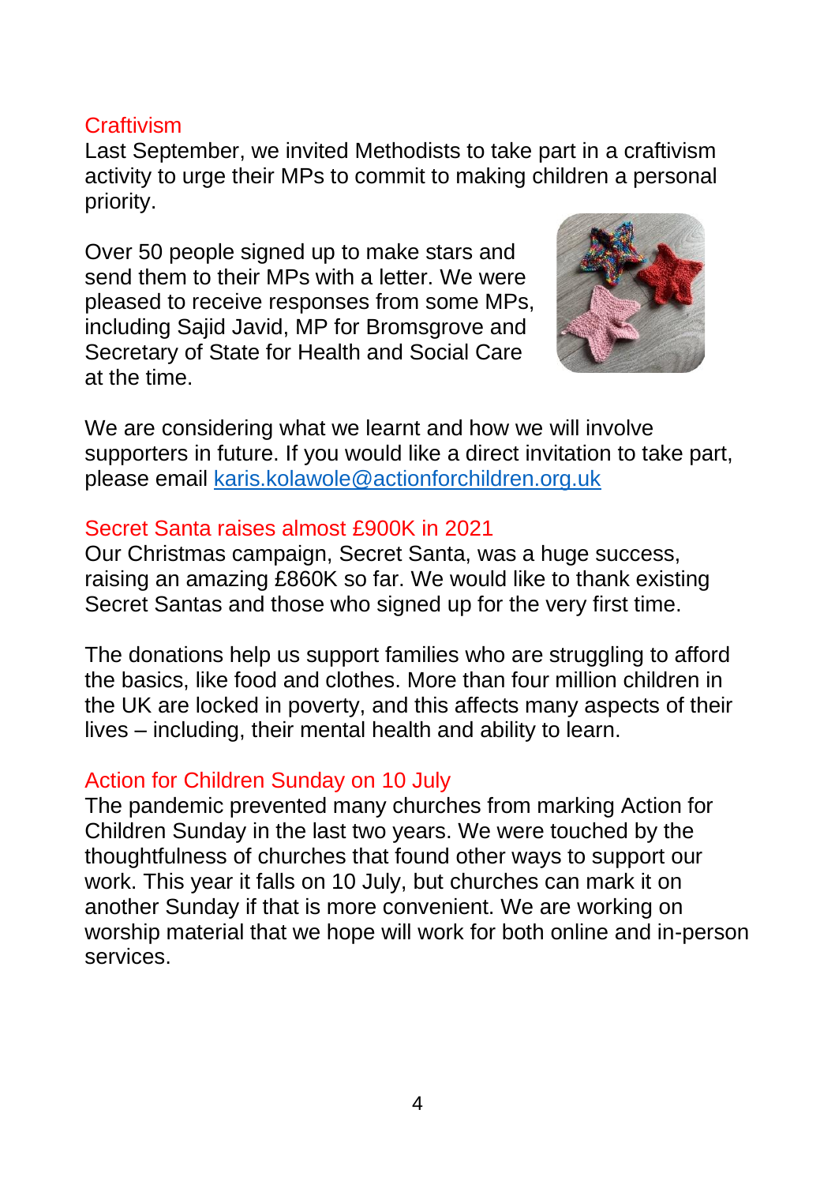## Craftivism

Last September, we invited Methodists to take part in a craftivism activity to urge their MPs to commit to making children a personal priority.

Over 50 people signed up to make stars and send them to their MPs with a letter. We were pleased to receive responses from some MPs, including Sajid Javid, MP for Bromsgrove and Secretary of State for Health and Social Care at the time.

We are considering what we learnt and how we will involve supporters in future. If you would like a direct invitation to take part, please email [karis.kolawole@actionforchildren.org.uk](mailto:karis.kolawole@actionforchildren.org.uk)

## Secret Santa raises almost £900K in 2021

Our Christmas campaign, Secret Santa, was a huge success, raising an amazing £860K so far. We would like to thank existing Secret Santas and those who signed up for the very first time.

The donations help us support families who are struggling to afford the basics, like food and clothes. More than four million children in the UK are locked in poverty, and this affects many aspects of their lives – including, their mental health and ability to learn.

## Action for Children Sunday on 10 July

The pandemic prevented many churches from marking Action for Children Sunday in the last two years. We were touched by the thoughtfulness of churches that found other ways to support our work. This year it falls on 10 July, but churches can mark it on another Sunday if that is more convenient. We are working on worship material that we hope will work for both online and in-person services.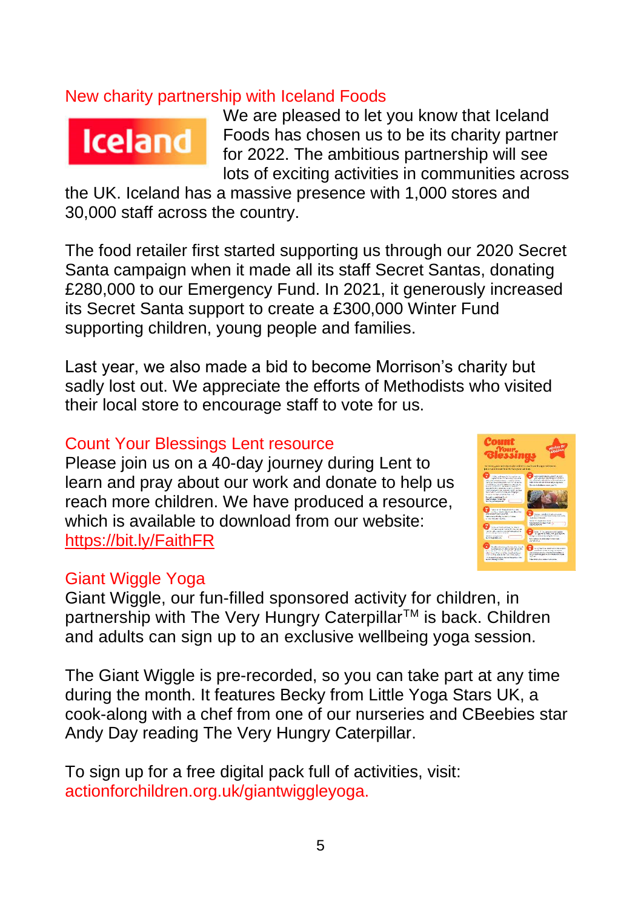## New charity partnership with Iceland Foods

We are pleased to let you know that Iceland Foods has chosen us to be its charity partner for 2022. The ambitious partnership will see lots of exciting activities in communities across the UK. Iceland has a massive presence with 1,000 stores and 30,000 staff across the country.

The food retailer first started supporting us through our 2020 Secret Santa campaign when it made all its staff Secret Santas, donating £280,000 to our Emergency Fund. In 2021, it generously increased its Secret Santa support to create a £300,000 Winter Fund supporting children, young people and families.

Last year, we also made a bid to become Morrison's charity but sadly lost out. We appreciate the efforts of Methodists who visited their local store to encourage staff to vote for us.

## Count Your Blessings Lent resource

Please join us on a 40-day journey during Lent to learn and pray about our work and donate to help us reach more children. We have produced a resource, which is available to download from our website: https://bit.ly/FaithFR

## Giant Wiggle Yoga

Giant Wiggle, our fun-filled sponsored activity for children, in partnership with The Very Hungry Caterpillar™ is back. Children and adults can sign up to an exclusive wellbeing yoga session.

The Giant Wiggle is pre-recorded, so you can take part at any time during the month. It features Becky from Little Yoga Stars UK, a cook-along with a chef from one of our nurseries and CBeebies star Andy Day reading The Very Hungry Caterpillar.

To sign up for a free digital pack full of activities, visit: actionforchildren.org.uk/giantwiggleyoga.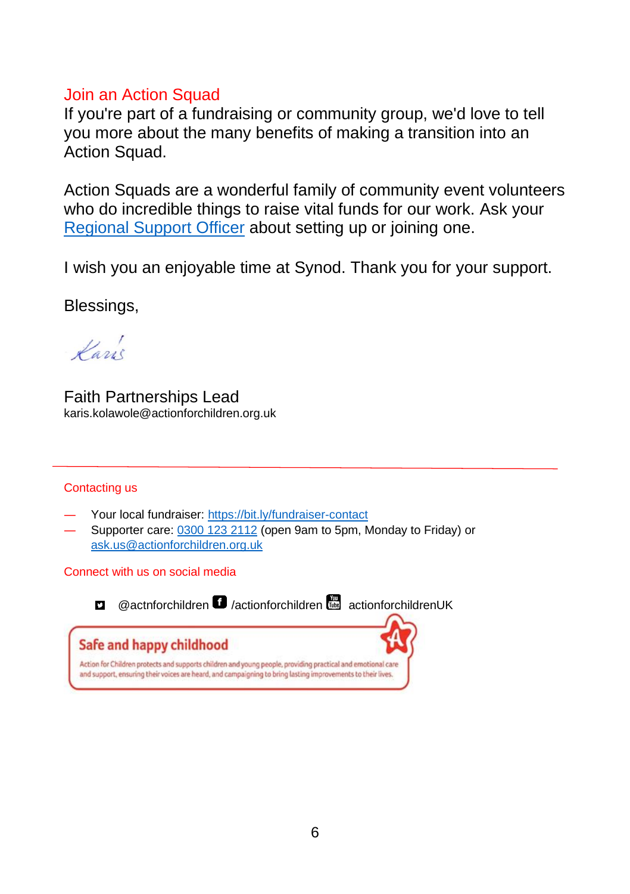## Join an Action Squad

If you're part of a fundraising or community group, we'd love to tell you more about the many benefits of making a transition into an Action Squad.

Action Squads are a wonderful family of community event volunteers who do incredible things to raise vital funds for our work. Ask your Regional Support Officer about setting up or joining one.

I wish you an enjoyable time at Synod. Thank you for your support.

Blessings,

Karis

Faith Partnerships Lead
karis.kolawole@actionforchildren.org.uk

---

### Contacting us

- Your local fundraiser: https://bit.ly/fundraiser-contact
- Supporter care: 0300 123 2112 (open 9am to 5pm, Monday to Friday) or ask.us@actionforchildren.org.uk

### Connect with us on social media

@actnforchildren /actionforchildren actionforchildrenUK

**Safe and happy childhood**

Action for Children protects and supports children and young people, providing practical and emotional care and support, ensuring their voices are heard, and campaigning to bring lasting improvements to their lives.